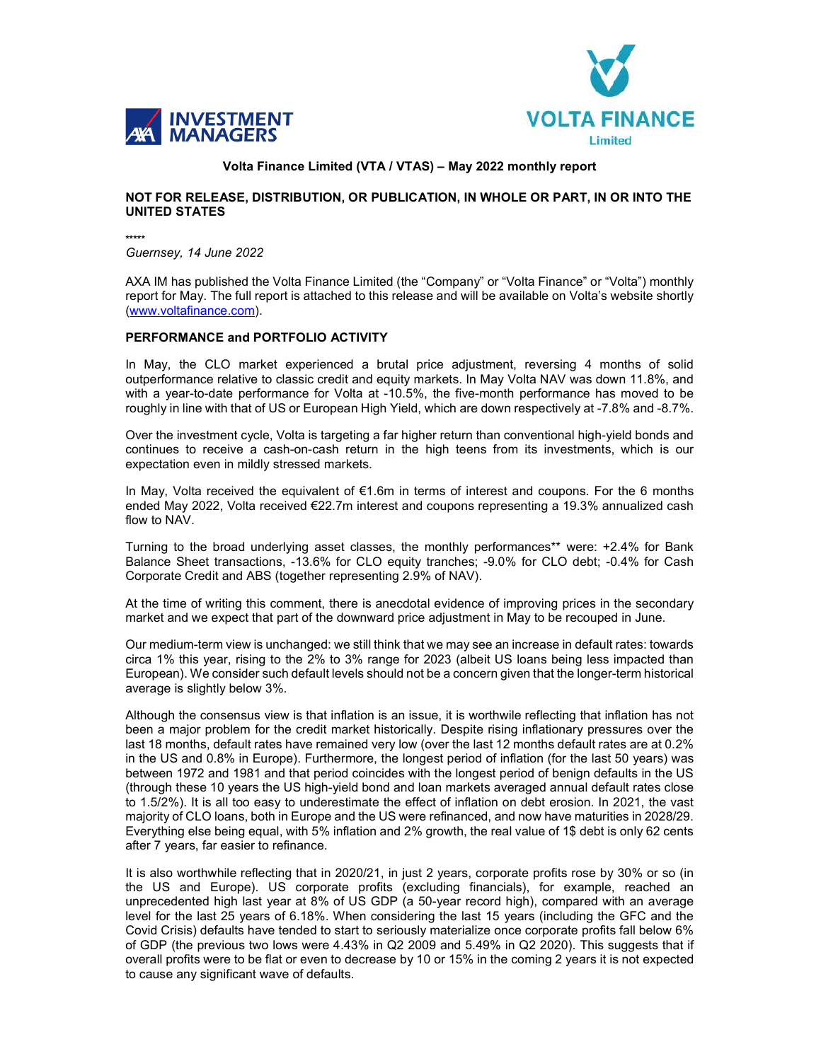# Volta Finance Limited (VTA / VTAS) – May 2022 monthly report

**NOT FOR RELEASE, DISTRIBUTION, OR PUBLICATION, IN WHOLE OR PART, IN OR INTO THE UNITED STATES**

*****

*Guernsey, 14 June 2022*

AXA IM has published the Volta Finance Limited (the "Company" or "Volta Finance" or "Volta") monthly report for May. The full report is attached to this release and will be available on Volta's website shortly (www.voltafinance.com).

## PERFORMANCE and PORTFOLIO ACTIVITY

In May, the CLO market experienced a brutal price adjustment, reversing 4 months of solid outperformance relative to classic credit and equity markets. In May Volta NAV was down 11.8%, and with a year-to-date performance for Volta at -10.5%, the five-month performance has moved to be roughly in line with that of US or European High Yield, which are down respectively at -7.8% and -8.7%.

Over the investment cycle, Volta is targeting a far higher return than conventional high-yield bonds and continues to receive a cash-on-cash return in the high teens from its investments, which is our expectation even in mildly stressed markets.

In May, Volta received the equivalent of €1.6m in terms of interest and coupons. For the 6 months ended May 2022, Volta received €22.7m interest and coupons representing a 19.3% annualized cash flow to NAV.

Turning to the broad underlying asset classes, the monthly performances** were: +2.4% for Bank Balance Sheet transactions, -13.6% for CLO equity tranches; -9.0% for CLO debt; -0.4% for Cash Corporate Credit and ABS (together representing 2.9% of NAV).

At the time of writing this comment, there is anecdotal evidence of improving prices in the secondary market and we expect that part of the downward price adjustment in May to be recouped in June.

Our medium-term view is unchanged: we still think that we may see an increase in default rates: towards circa 1% this year, rising to the 2% to 3% range for 2023 (albeit US loans being less impacted than European). We consider such default levels should not be a concern given that the longer-term historical average is slightly below 3%.

Although the consensus view is that inflation is an issue, it is worthwile reflecting that inflation has not been a major problem for the credit market historically. Despite rising inflationary pressures over the last 18 months, default rates have remained very low (over the last 12 months default rates are at 0.2% in the US and 0.8% in Europe). Furthermore, the longest period of inflation (for the last 50 years) was between 1972 and 1981 and that period coincides with the longest period of benign defaults in the US (through these 10 years the US high-yield bond and loan markets averaged annual default rates close to 1.5/2%). It is all too easy to underestimate the effect of inflation on debt erosion. In 2021, the vast majority of CLO loans, both in Europe and the US were refinanced, and now have maturities in 2028/29. Everything else being equal, with 5% inflation and 2% growth, the real value of 1$ debt is only 62 cents after 7 years, far easier to refinance.

It is also worthwhile reflecting that in 2020/21, in just 2 years, corporate profits rose by 30% or so (in the US and Europe). US corporate profits (excluding financials), for example, reached an unprecedented high last year at 8% of US GDP (a 50-year record high), compared with an average level for the last 25 years of 6.18%. When considering the last 15 years (including the GFC and the Covid Crisis) defaults have tended to start to seriously materialize once corporate profits fall below 6% of GDP (the previous two lows were 4.43% in Q2 2009 and 5.49% in Q2 2020). This suggests that if overall profits were to be flat or even to decrease by 10 or 15% in the coming 2 years it is not expected to cause any significant wave of defaults.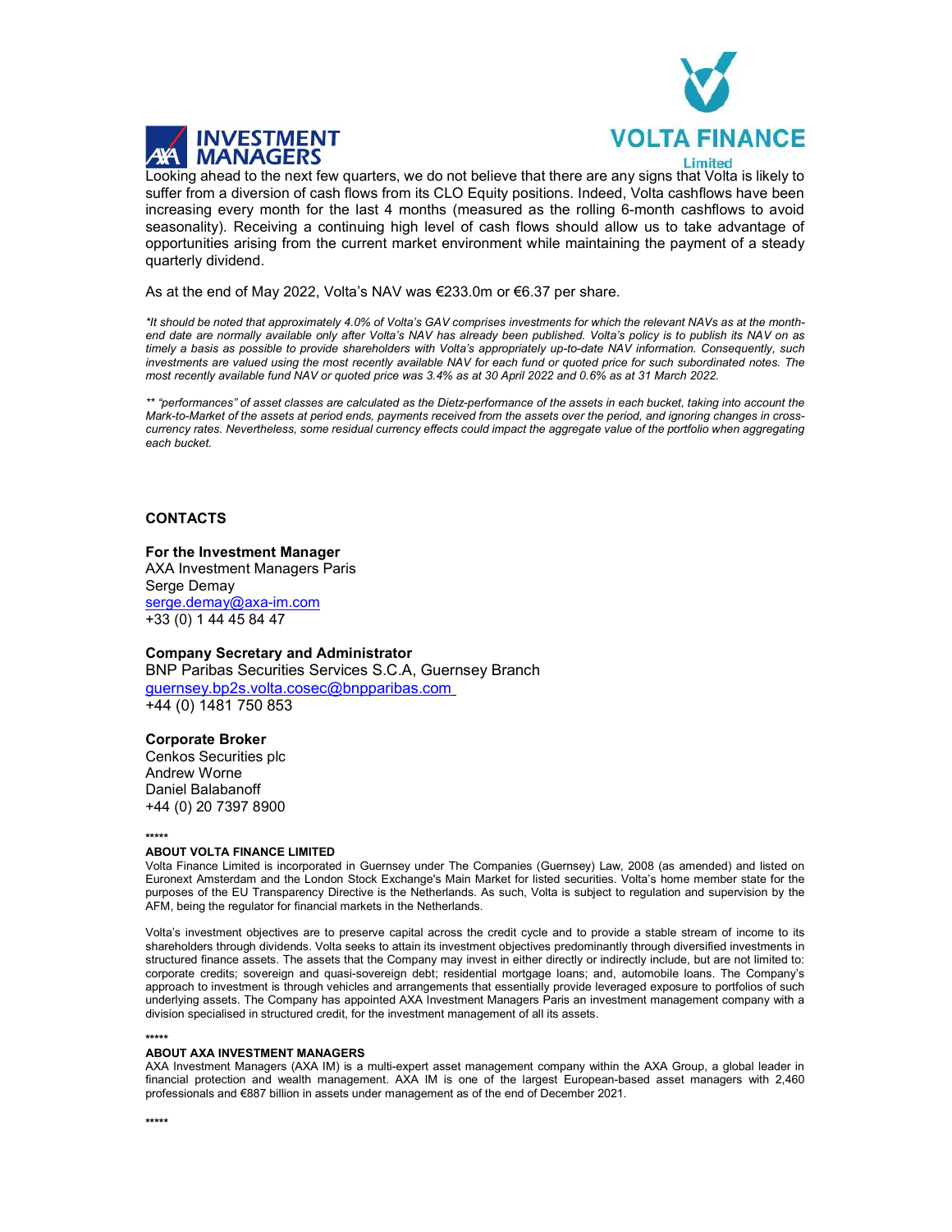Looking ahead to the next few quarters, we do not believe that there are any signs that Volta is likely to suffer from a diversion of cash flows from its CLO Equity positions. Indeed, Volta cashflows have been increasing every month for the last 4 months (measured as the rolling 6-month cashflows to avoid seasonality). Receiving a continuing high level of cash flows should allow us to take advantage of opportunities arising from the current market environment while maintaining the payment of a steady quarterly dividend.

As at the end of May 2022, Volta's NAV was €233.0m or €6.37 per share.

*\*It should be noted that approximately 4.0% of Volta's GAV comprises investments for which the relevant NAVs as at the month-end date are normally available only after Volta's NAV has already been published. Volta's policy is to publish its NAV on as timely a basis as possible to provide shareholders with Volta's appropriately up-to-date NAV information. Consequently, such investments are valued using the most recently available NAV for each fund or quoted price for such subordinated notes. The most recently available fund NAV or quoted price was 3.4% as at 30 April 2022 and 0.6% as at 31 March 2022.*

*\*\* "performances" of asset classes are calculated as the Dietz-performance of the assets in each bucket, taking into account the Mark-to-Market of the assets at period ends, payments received from the assets over the period, and ignoring changes in cross-currency rates. Nevertheless, some residual currency effects could impact the aggregate value of the portfolio when aggregating each bucket.*

## CONTACTS

**For the Investment Manager**
AXA Investment Managers Paris
Serge Demay
serge.demay@axa-im.com
+33 (0) 1 44 45 84 47

**Company Secretary and Administrator**
BNP Paribas Securities Services S.C.A, Guernsey Branch
guernsey.bp2s.volta.cosec@bnpparibas.com
+44 (0) 1481 750 853

**Corporate Broker**
Cenkos Securities plc
Andrew Worne
Daniel Balabanoff
+44 (0) 20 7397 8900

\*\*\*\*\*

**ABOUT VOLTA FINANCE LIMITED**

Volta Finance Limited is incorporated in Guernsey under The Companies (Guernsey) Law, 2008 (as amended) and listed on Euronext Amsterdam and the London Stock Exchange's Main Market for listed securities. Volta's home member state for the purposes of the EU Transparency Directive is the Netherlands. As such, Volta is subject to regulation and supervision by the AFM, being the regulator for financial markets in the Netherlands.

Volta's investment objectives are to preserve capital across the credit cycle and to provide a stable stream of income to its shareholders through dividends. Volta seeks to attain its investment objectives predominantly through diversified investments in structured finance assets. The assets that the Company may invest in either directly or indirectly include, but are not limited to: corporate credits; sovereign and quasi-sovereign debt; residential mortgage loans; and, automobile loans. The Company's approach to investment is through vehicles and arrangements that essentially provide leveraged exposure to portfolios of such underlying assets. The Company has appointed AXA Investment Managers Paris an investment management company with a division specialised in structured credit, for the investment management of all its assets.

\*\*\*\*\*

**ABOUT AXA INVESTMENT MANAGERS**

AXA Investment Managers (AXA IM) is a multi-expert asset management company within the AXA Group, a global leader in financial protection and wealth management. AXA IM is one of the largest European-based asset managers with 2,460 professionals and €887 billion in assets under management as of the end of December 2021.

\*\*\*\*\*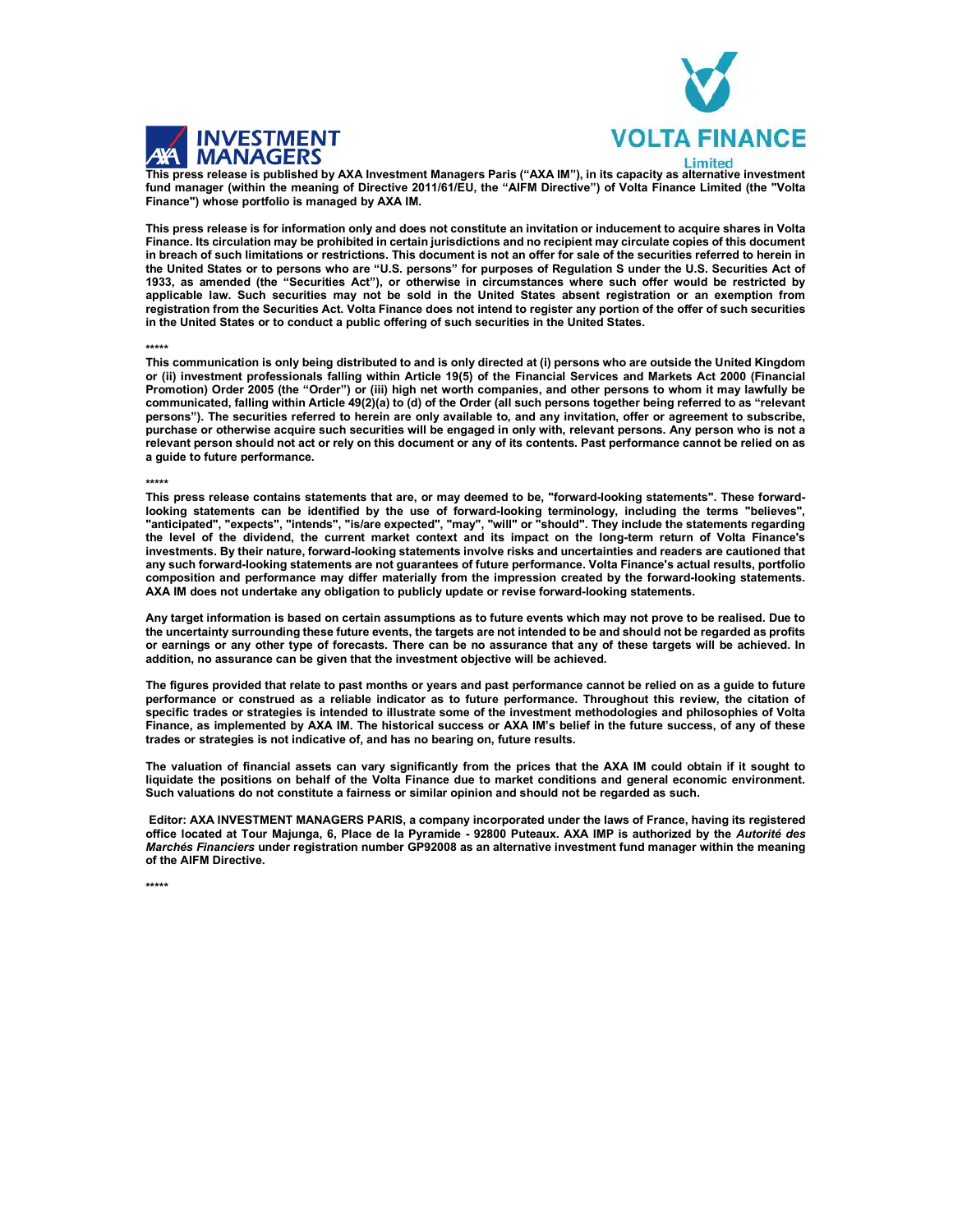**This press release is published by AXA Investment Managers Paris ("AXA IM"), in its capacity as alternative investment fund manager (within the meaning of Directive 2011/61/EU, the "AIFM Directive") of Volta Finance Limited (the "Volta Finance") whose portfolio is managed by AXA IM.**

**This press release is for information only and does not constitute an invitation or inducement to acquire shares in Volta Finance. Its circulation may be prohibited in certain jurisdictions and no recipient may circulate copies of this document in breach of such limitations or restrictions. This document is not an offer for sale of the securities referred to herein in the United States or to persons who are "U.S. persons" for purposes of Regulation S under the U.S. Securities Act of 1933, as amended (the "Securities Act"), or otherwise in circumstances where such offer would be restricted by applicable law. Such securities may not be sold in the United States absent registration or an exemption from registration from the Securities Act. Volta Finance does not intend to register any portion of the offer of such securities in the United States or to conduct a public offering of such securities in the United States.**

*****

**This communication is only being distributed to and is only directed at (i) persons who are outside the United Kingdom or (ii) investment professionals falling within Article 19(5) of the Financial Services and Markets Act 2000 (Financial Promotion) Order 2005 (the "Order") or (iii) high net worth companies, and other persons to whom it may lawfully be communicated, falling within Article 49(2)(a) to (d) of the Order (all such persons together being referred to as "relevant persons"). The securities referred to herein are only available to, and any invitation, offer or agreement to subscribe, purchase or otherwise acquire such securities will be engaged in only with, relevant persons. Any person who is not a relevant person should not act or rely on this document or any of its contents. Past performance cannot be relied on as a guide to future performance.**

*****

**This press release contains statements that are, or may deemed to be, "forward-looking statements". These forward-looking statements can be identified by the use of forward-looking terminology, including the terms "believes", "anticipated", "expects", "intends", "is/are expected", "may", "will" or "should". They include the statements regarding the level of the dividend, the current market context and its impact on the long-term return of Volta Finance's investments. By their nature, forward-looking statements involve risks and uncertainties and readers are cautioned that any such forward-looking statements are not guarantees of future performance. Volta Finance's actual results, portfolio composition and performance may differ materially from the impression created by the forward-looking statements. AXA IM does not undertake any obligation to publicly update or revise forward-looking statements.**

**Any target information is based on certain assumptions as to future events which may not prove to be realised. Due to the uncertainty surrounding these future events, the targets are not intended to be and should not be regarded as profits or earnings or any other type of forecasts. There can be no assurance that any of these targets will be achieved. In addition, no assurance can be given that the investment objective will be achieved.**

**The figures provided that relate to past months or years and past performance cannot be relied on as a guide to future performance or construed as a reliable indicator as to future performance. Throughout this review, the citation of specific trades or strategies is intended to illustrate some of the investment methodologies and philosophies of Volta Finance, as implemented by AXA IM. The historical success or AXA IM's belief in the future success, of any of these trades or strategies is not indicative of, and has no bearing on, future results.**

**The valuation of financial assets can vary significantly from the prices that the AXA IM could obtain if it sought to liquidate the positions on behalf of the Volta Finance due to market conditions and general economic environment. Such valuations do not constitute a fairness or similar opinion and should not be regarded as such.**

**Editor: AXA INVESTMENT MANAGERS PARIS, a company incorporated under the laws of France, having its registered office located at Tour Majunga, 6, Place de la Pyramide - 92800 Puteaux. AXA IMP is authorized by the *Autorité des Marchés Financiers* under registration number GP92008 as an alternative investment fund manager within the meaning of the AIFM Directive.**

*****